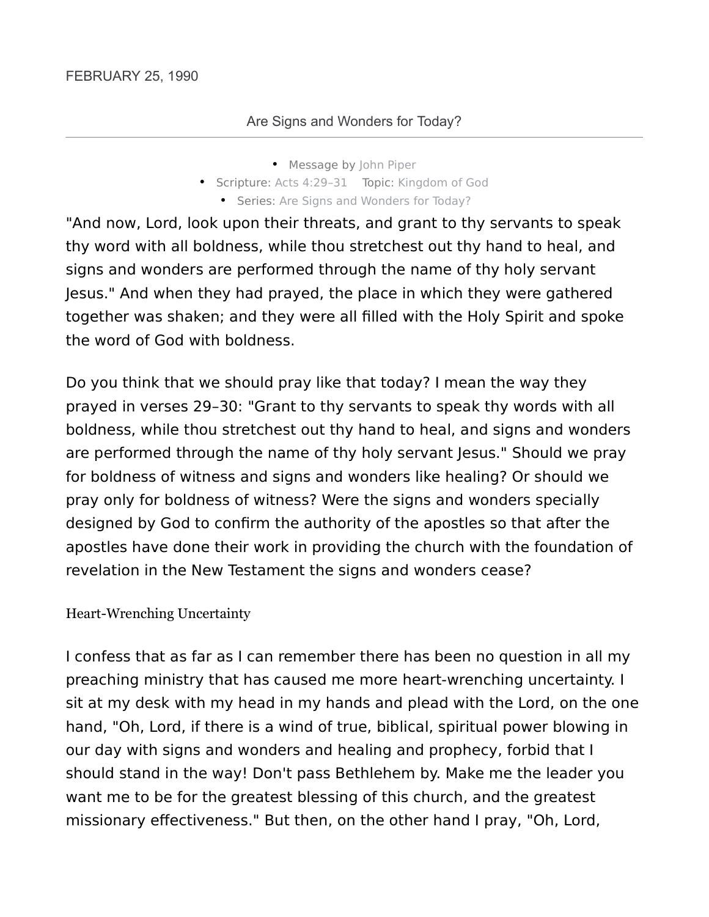FEBRUARY 25, 1990

# Are Signs and Wonders for Today?

- Message by John Piper
- Scripture: Acts 4:29–31 Topic: Kingdom of God
- Series: Are Signs and Wonders for Today?

"And now, Lord, look upon their threats, and grant to thy servants to speak thy word with all boldness, while thou stretchest out thy hand to heal, and signs and wonders are performed through the name of thy holy servant Jesus." And when they had prayed, the place in which they were gathered together was shaken; and they were all filled with the Holy Spirit and spoke the word of God with boldness.

Do you think that we should pray like that today? I mean the way they prayed in verses 29–30: "Grant to thy servants to speak thy words with all boldness, while thou stretchest out thy hand to heal, and signs and wonders are performed through the name of thy holy servant Jesus." Should we pray for boldness of witness and signs and wonders like healing? Or should we pray only for boldness of witness? Were the signs and wonders specially designed by God to confirm the authority of the apostles so that after the apostles have done their work in providing the church with the foundation of revelation in the New Testament the signs and wonders cease?

## Heart-Wrenching Uncertainty

I confess that as far as I can remember there has been no question in all my preaching ministry that has caused me more heart-wrenching uncertainty. I sit at my desk with my head in my hands and plead with the Lord, on the one hand, "Oh, Lord, if there is a wind of true, biblical, spiritual power blowing in our day with signs and wonders and healing and prophecy, forbid that I should stand in the way! Don't pass Bethlehem by. Make me the leader you want me to be for the greatest blessing of this church, and the greatest missionary effectiveness." But then, on the other hand I pray, "Oh, Lord,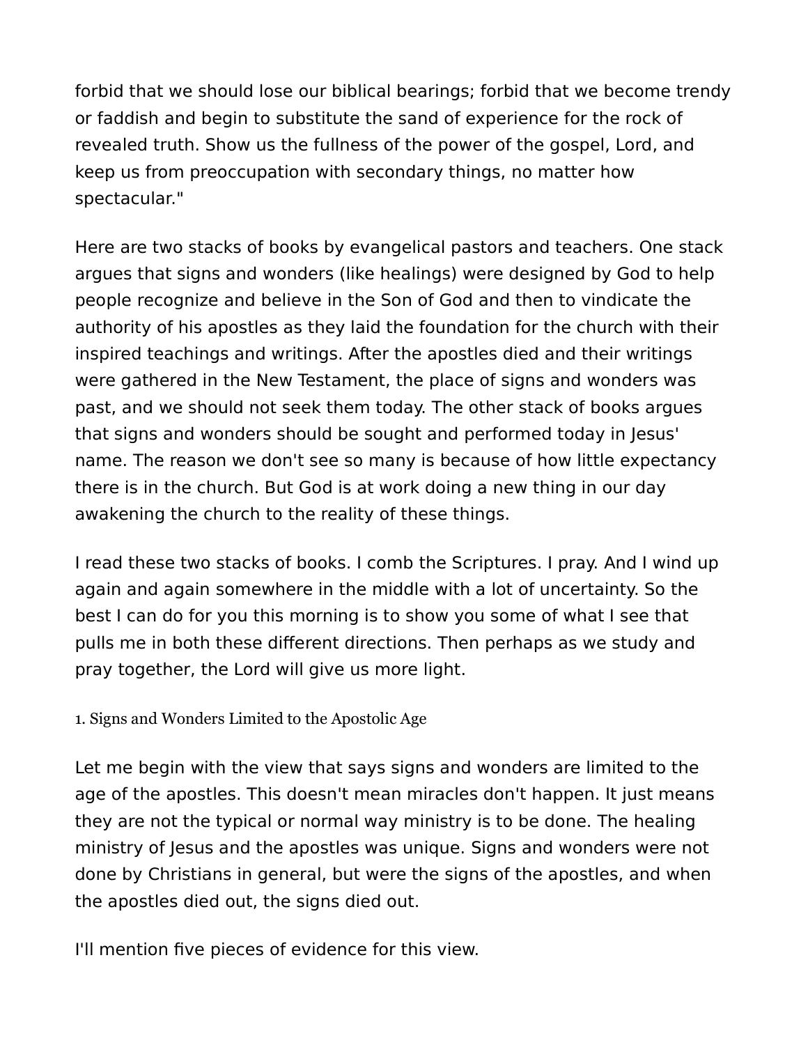forbid that we should lose our biblical bearings; forbid that we become trendy or faddish and begin to substitute the sand of experience for the rock of revealed truth. Show us the fullness of the power of the gospel, Lord, and keep us from preoccupation with secondary things, no matter how spectacular."

Here are two stacks of books by evangelical pastors and teachers. One stack argues that signs and wonders (like healings) were designed by God to help people recognize and believe in the Son of God and then to vindicate the authority of his apostles as they laid the foundation for the church with their inspired teachings and writings. After the apostles died and their writings were gathered in the New Testament, the place of signs and wonders was past, and we should not seek them today. The other stack of books argues that signs and wonders should be sought and performed today in Jesus' name. The reason we don't see so many is because of how little expectancy there is in the church. But God is at work doing a new thing in our day awakening the church to the reality of these things.

I read these two stacks of books. I comb the Scriptures. I pray. And I wind up again and again somewhere in the middle with a lot of uncertainty. So the best I can do for you this morning is to show you some of what I see that pulls me in both these different directions. Then perhaps as we study and pray together, the Lord will give us more light.

### 1. Signs and Wonders Limited to the Apostolic Age

Let me begin with the view that says signs and wonders are limited to the age of the apostles. This doesn't mean miracles don't happen. It just means they are not the typical or normal way ministry is to be done. The healing ministry of Jesus and the apostles was unique. Signs and wonders were not done by Christians in general, but were the signs of the apostles, and when the apostles died out, the signs died out.

I'll mention five pieces of evidence for this view.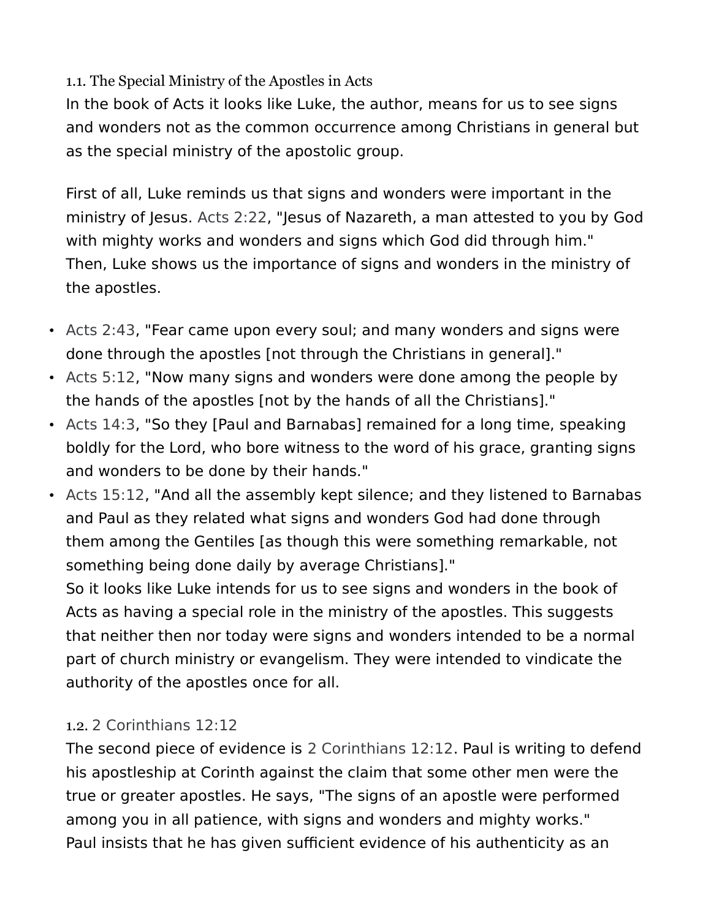### 1.1. The Special Ministry of the Apostles in Acts

In the book of Acts it looks like Luke, the author, means for us to see signs and wonders not as the common occurrence among Christians in general but as the special ministry of the apostolic group.

First of all, Luke reminds us that signs and wonders were important in the ministry of Jesus. Acts 2:22, "Jesus of Nazareth, a man attested to you by God with mighty works and wonders and signs which God did through him." Then, Luke shows us the importance of signs and wonders in the ministry of the apostles.

- Acts 2:43, "Fear came upon every soul; and many wonders and signs were done through the apostles [not through the Christians in general]."
- Acts 5:12, "Now many signs and wonders were done among the people by the hands of the apostles [not by the hands of all the Christians]."
- Acts 14:3, "So they [Paul and Barnabas] remained for a long time, speaking boldly for the Lord, who bore witness to the word of his grace, granting signs and wonders to be done by their hands."
- Acts 15:12, "And all the assembly kept silence; and they listened to Barnabas and Paul as they related what signs and wonders God had done through them among the Gentiles [as though this were something remarkable, not something being done daily by average Christians]."

So it looks like Luke intends for us to see signs and wonders in the book of Acts as having a special role in the ministry of the apostles. This suggests that neither then nor today were signs and wonders intended to be a normal part of church ministry or evangelism. They were intended to vindicate the authority of the apostles once for all.

### 1.2. 2 Corinthians 12:12

The second piece of evidence is 2 Corinthians 12:12. Paul is writing to defend his apostleship at Corinth against the claim that some other men were the true or greater apostles. He says, "The signs of an apostle were performed among you in all patience, with signs and wonders and mighty works." Paul insists that he has given sufficient evidence of his authenticity as an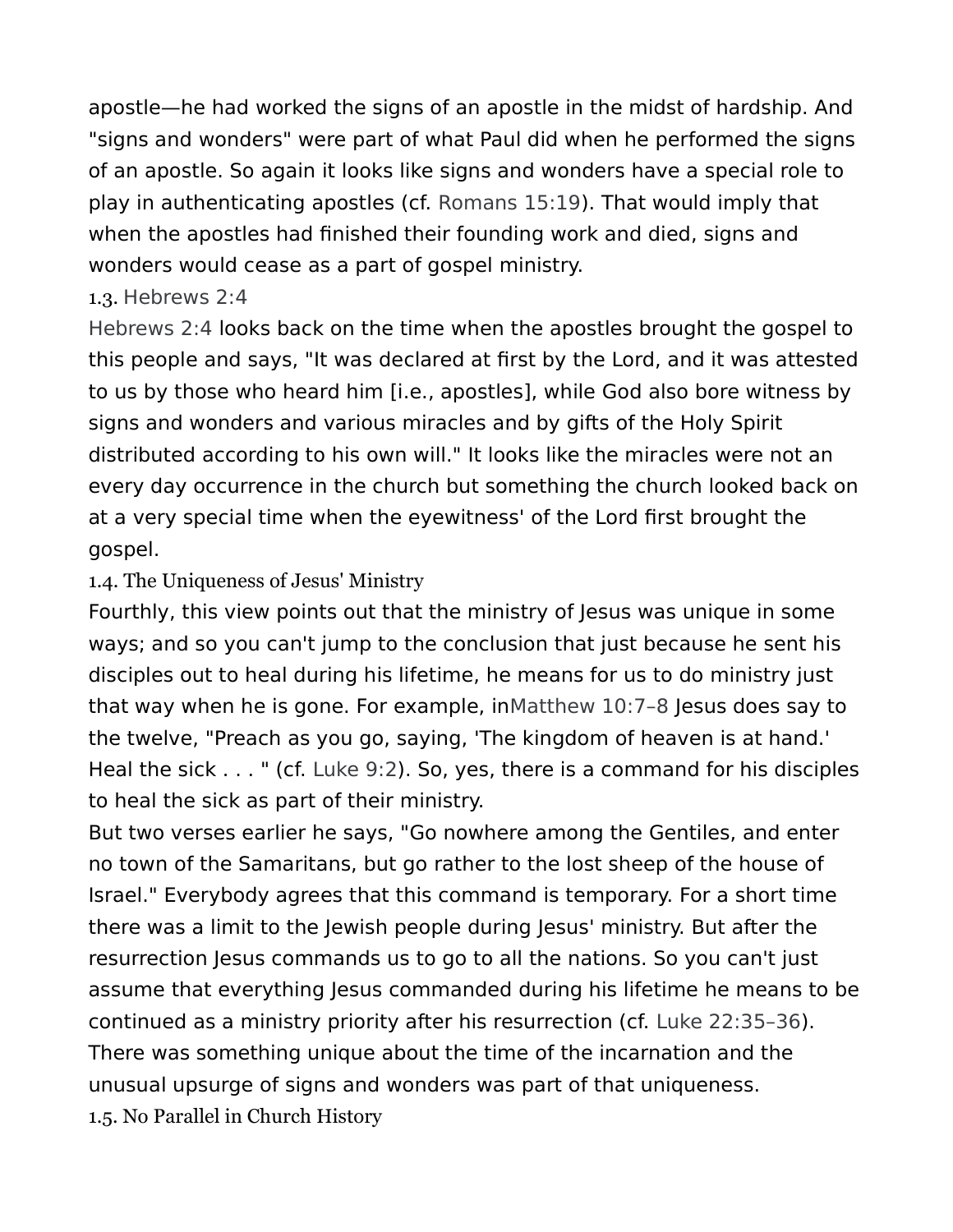apostle—he had worked the signs of an apostle in the midst of hardship. And "signs and wonders" were part of what Paul did when he performed the signs of an apostle. So again it looks like signs and wonders have a special role to play in authenticating apostles (cf. Romans 15:19). That would imply that when the apostles had finished their founding work and died, signs and wonders would cease as a part of gospel ministry.

### 1.3. Hebrews 2:4

Hebrews 2:4 looks back on the time when the apostles brought the gospel to this people and says, "It was declared at first by the Lord, and it was attested to us by those who heard him [i.e., apostles], while God also bore witness by signs and wonders and various miracles and by gifts of the Holy Spirit distributed according to his own will." It looks like the miracles were not an every day occurrence in the church but something the church looked back on at a very special time when the eyewitness' of the Lord first brought the gospel.

### 1.4. The Uniqueness of Jesus' Ministry

Fourthly, this view points out that the ministry of Jesus was unique in some ways; and so you can't jump to the conclusion that just because he sent his disciples out to heal during his lifetime, he means for us to do ministry just that way when he is gone. For example, inMatthew 10:7–8 Jesus does say to the twelve, "Preach as you go, saying, 'The kingdom of heaven is at hand.' Heal the sick . . . " (cf. Luke 9:2). So, yes, there is a command for his disciples to heal the sick as part of their ministry.

But two verses earlier he says, "Go nowhere among the Gentiles, and enter no town of the Samaritans, but go rather to the lost sheep of the house of Israel." Everybody agrees that this command is temporary. For a short time there was a limit to the Jewish people during Jesus' ministry. But after the resurrection Jesus commands us to go to all the nations. So you can't just assume that everything Jesus commanded during his lifetime he means to be continued as a ministry priority after his resurrection (cf. Luke 22:35–36). There was something unique about the time of the incarnation and the unusual upsurge of signs and wonders was part of that uniqueness.

### 1.5. No Parallel in Church History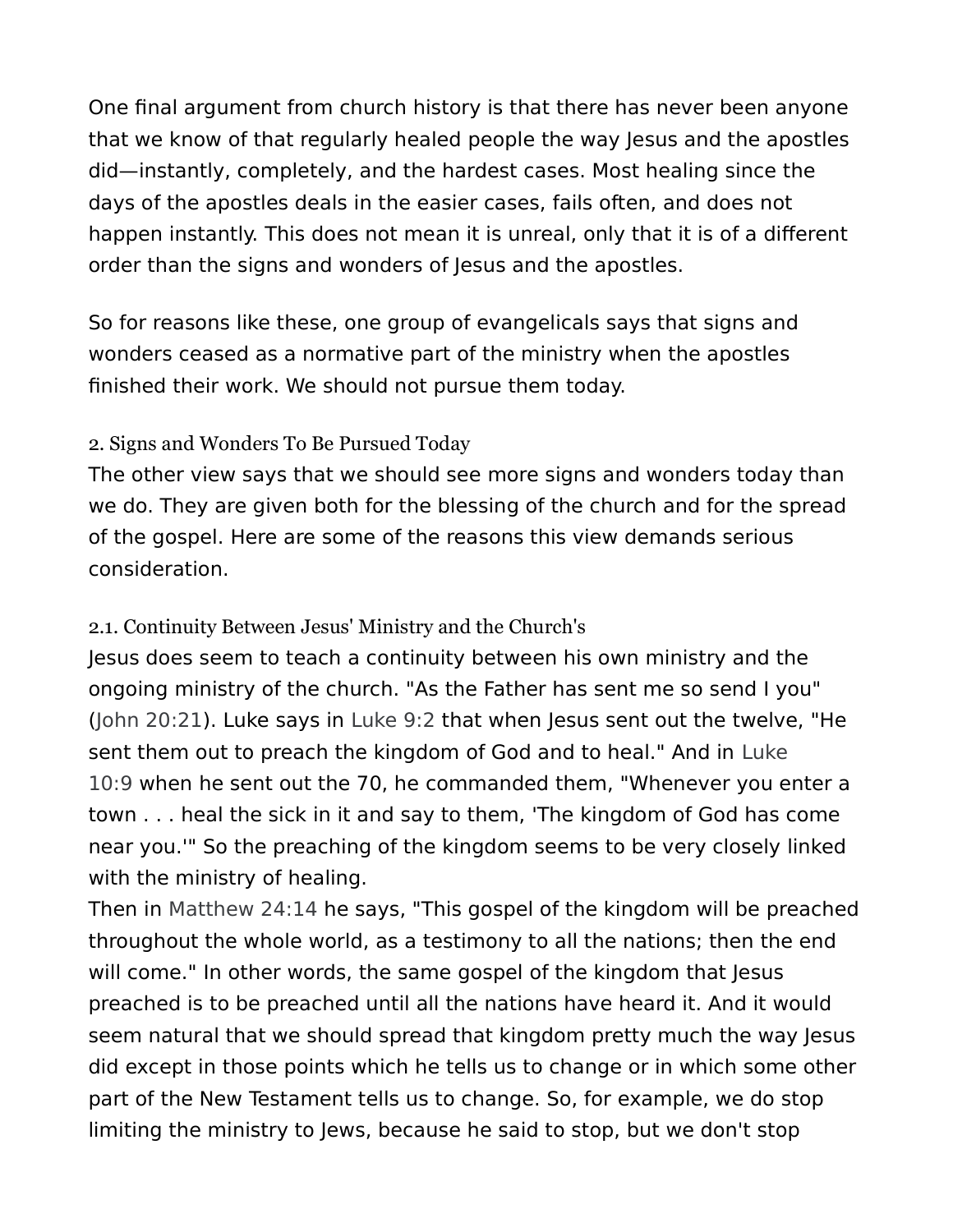One final argument from church history is that there has never been anyone that we know of that regularly healed people the way Jesus and the apostles did—instantly, completely, and the hardest cases. Most healing since the days of the apostles deals in the easier cases, fails often, and does not happen instantly. This does not mean it is unreal, only that it is of a different order than the signs and wonders of Jesus and the apostles.

So for reasons like these, one group of evangelicals says that signs and wonders ceased as a normative part of the ministry when the apostles finished their work. We should not pursue them today.

### 2. Signs and Wonders To Be Pursued Today

The other view says that we should see more signs and wonders today than we do. They are given both for the blessing of the church and for the spread of the gospel. Here are some of the reasons this view demands serious consideration.

#### 2.1. Continuity Between Jesus' Ministry and the Church's

Jesus does seem to teach a continuity between his own ministry and the ongoing ministry of the church. "As the Father has sent me so send I you" (John 20:21). Luke says in Luke 9:2 that when Jesus sent out the twelve, "He sent them out to preach the kingdom of God and to heal." And in Luke 10:9 when he sent out the 70, he commanded them, "Whenever you enter a town . . . heal the sick in it and say to them, 'The kingdom of God has come near you.'" So the preaching of the kingdom seems to be very closely linked with the ministry of healing.

Then in Matthew 24:14 he says, "This gospel of the kingdom will be preached throughout the whole world, as a testimony to all the nations; then the end will come." In other words, the same gospel of the kingdom that Jesus preached is to be preached until all the nations have heard it. And it would seem natural that we should spread that kingdom pretty much the way Jesus did except in those points which he tells us to change or in which some other part of the New Testament tells us to change. So, for example, we do stop limiting the ministry to Jews, because he said to stop, but we don't stop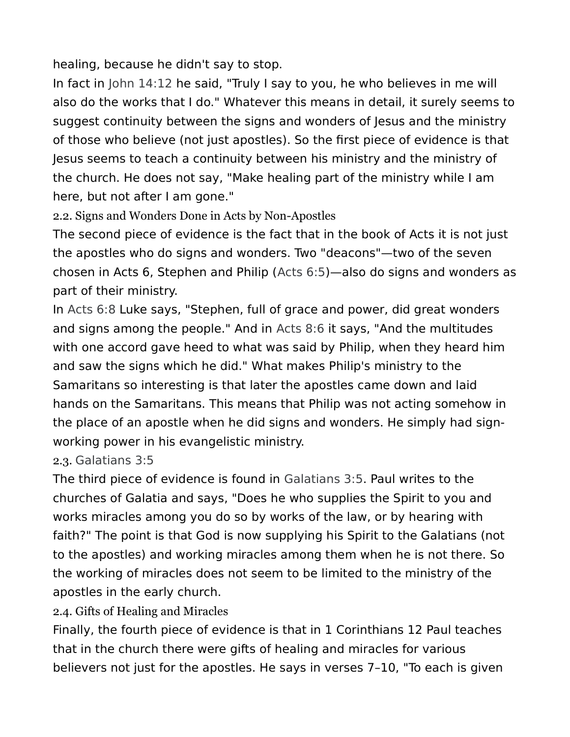healing, because he didn't say to stop.

In fact in John 14:12 he said, "Truly I say to you, he who believes in me will also do the works that I do." Whatever this means in detail, it surely seems to suggest continuity between the signs and wonders of Jesus and the ministry of those who believe (not just apostles). So the first piece of evidence is that Jesus seems to teach a continuity between his ministry and the ministry of the church. He does not say, "Make healing part of the ministry while I am here, but not after I am gone."

### 2.2. Signs and Wonders Done in Acts by Non-Apostles

The second piece of evidence is the fact that in the book of Acts it is not just the apostles who do signs and wonders. Two "deacons"—two of the seven chosen in Acts 6, Stephen and Philip (Acts 6:5)—also do signs and wonders as part of their ministry.

In Acts 6:8 Luke says, "Stephen, full of grace and power, did great wonders and signs among the people." And in Acts 8:6 it says, "And the multitudes with one accord gave heed to what was said by Philip, when they heard him and saw the signs which he did." What makes Philip's ministry to the Samaritans so interesting is that later the apostles came down and laid hands on the Samaritans. This means that Philip was not acting somehow in the place of an apostle when he did signs and wonders. He simply had sign-working power in his evangelistic ministry.

### 2.3. Galatians 3:5

The third piece of evidence is found in Galatians 3:5. Paul writes to the churches of Galatia and says, "Does he who supplies the Spirit to you and works miracles among you do so by works of the law, or by hearing with faith?" The point is that God is now supplying his Spirit to the Galatians (not to the apostles) and working miracles among them when he is not there. So the working of miracles does not seem to be limited to the ministry of the apostles in the early church.

### 2.4. Gifts of Healing and Miracles

Finally, the fourth piece of evidence is that in 1 Corinthians 12 Paul teaches that in the church there were gifts of healing and miracles for various believers not just for the apostles. He says in verses 7–10, "To each is given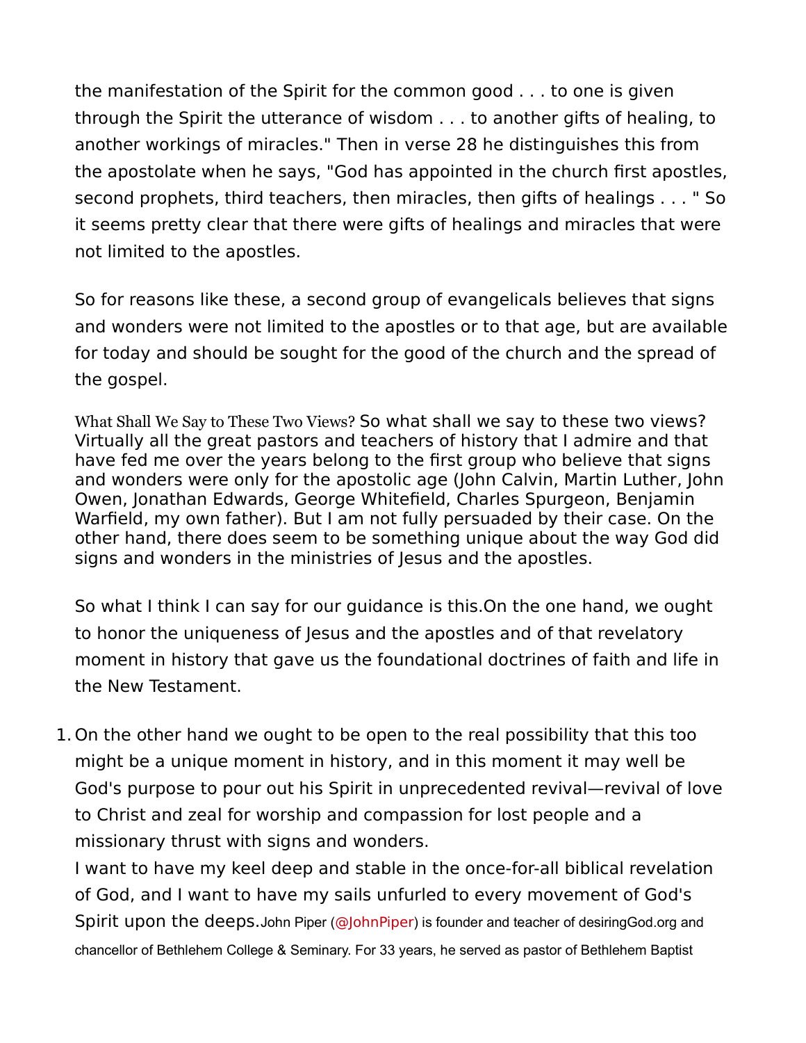the manifestation of the Spirit for the common good . . . to one is given through the Spirit the utterance of wisdom . . . to another gifts of healing, to another workings of miracles." Then in verse 28 he distinguishes this from the apostolate when he says, "God has appointed in the church first apostles, second prophets, third teachers, then miracles, then gifts of healings . . . " So it seems pretty clear that there were gifts of healings and miracles that were not limited to the apostles.

So for reasons like these, a second group of evangelicals believes that signs and wonders were not limited to the apostles or to that age, but are available for today and should be sought for the good of the church and the spread of the gospel.

What Shall We Say to These Two Views? So what shall we say to these two views? Virtually all the great pastors and teachers of history that I admire and that have fed me over the years belong to the first group who believe that signs and wonders were only for the apostolic age (John Calvin, Martin Luther, John Owen, Jonathan Edwards, George Whitefield, Charles Spurgeon, Benjamin Warfield, my own father). But I am not fully persuaded by their case. On the other hand, there does seem to be something unique about the way God did signs and wonders in the ministries of Jesus and the apostles.

So what I think I can say for our guidance is this.On the one hand, we ought to honor the uniqueness of Jesus and the apostles and of that revelatory moment in history that gave us the foundational doctrines of faith and life in the New Testament.

1. On the other hand we ought to be open to the real possibility that this too might be a unique moment in history, and in this moment it may well be God's purpose to pour out his Spirit in unprecedented revival—revival of love to Christ and zeal for worship and compassion for lost people and a missionary thrust with signs and wonders.
   I want to have my keel deep and stable in the once-for-all biblical revelation of God, and I want to have my sails unfurled to every movement of God's Spirit upon the deeps.John Piper (@JohnPiper) is founder and teacher of desiringGod.org and chancellor of Bethlehem College & Seminary. For 33 years, he served as pastor of Bethlehem Baptist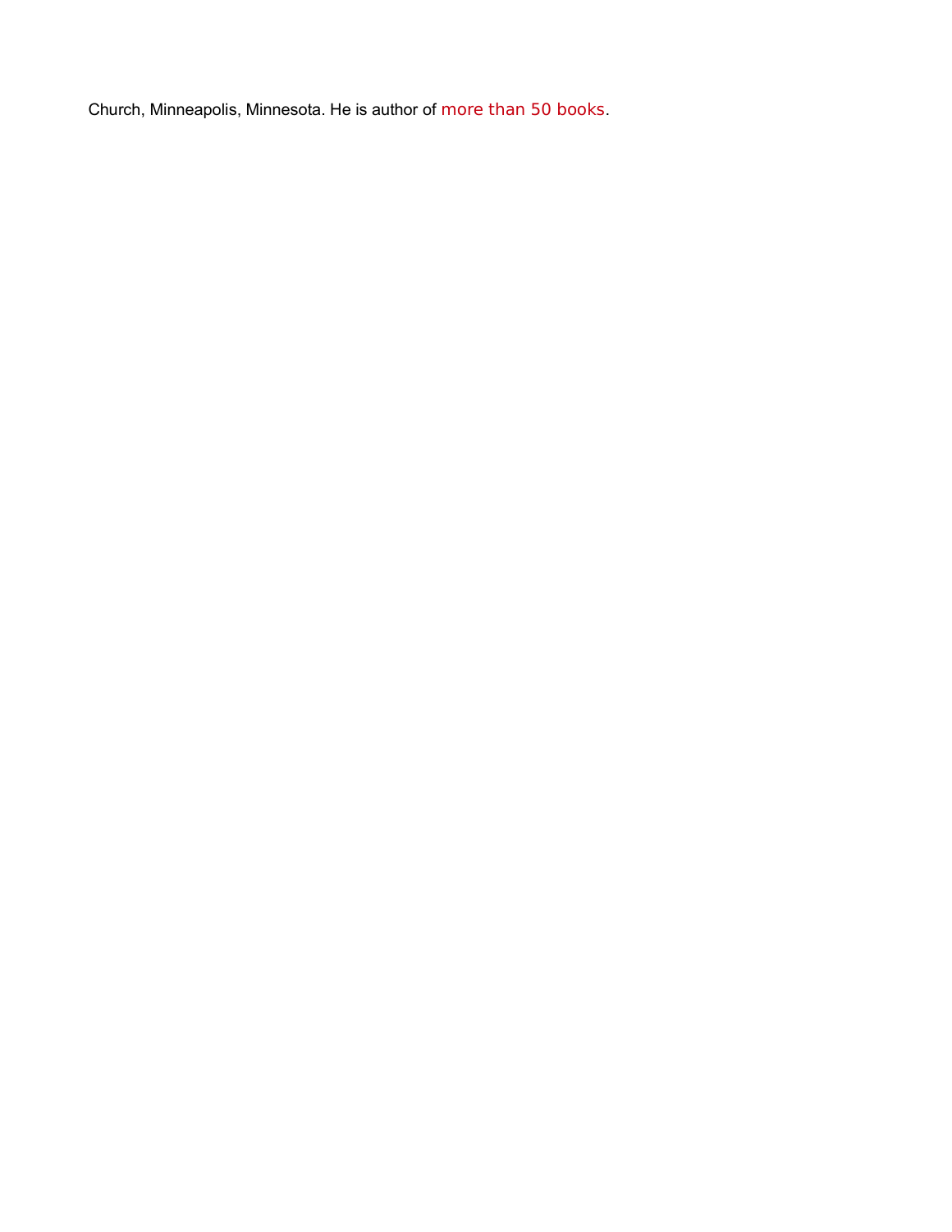Church, Minneapolis, Minnesota. He is author of more than 50 books.